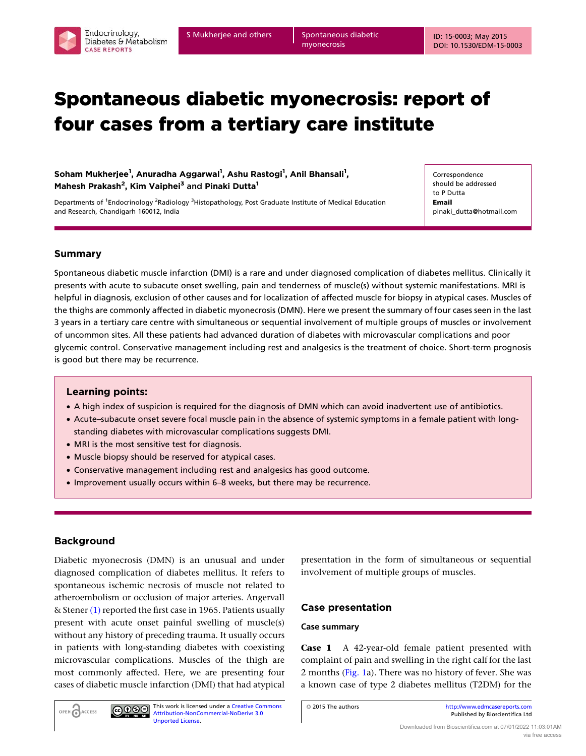// Spontaneous diabetic myonecrosis: report of four cases from a tertiary care institute

**Soham Mukherjee**[1], **Anuradha Aggarwal**[1], **Ashu Rastogi**[1], **Anil Bhansali**[1], **Mahesh Prakash**[2], **Kim Vaiphei**[3] **and Pinaki Dutta**[1]

Departments of [1]Endocrinology [2]Radiology [3]Histopathology, Post Graduate Institute of Medical Education and Research, Chandigarh 160012, India

Correspondence should be addressed to P Dutta
**Email**
pinaki_dutta@hotmail.com

## Summary

Spontaneous diabetic muscle infarction (DMI) is a rare and under diagnosed complication of diabetes mellitus. Clinically it presents with acute to subacute onset swelling, pain and tenderness of muscle(s) without systemic manifestations. MRI is helpful in diagnosis, exclusion of other causes and for localization of affected muscle for biopsy in atypical cases. Muscles of the thighs are commonly affected in diabetic myonecrosis (DMN). Here we present the summary of four cases seen in the last 3 years in a tertiary care centre with simultaneous or sequential involvement of multiple groups of muscles or involvement of uncommon sites. All these patients had advanced duration of diabetes with microvascular complications and poor glycemic control. Conservative management including rest and analgesics is the treatment of choice. Short-term prognosis is good but there may be recurrence.

### Learning points:

- A high index of suspicion is required for the diagnosis of DMN which can avoid inadvertent use of antibiotics.
- Acute–subacute onset severe focal muscle pain in the absence of systemic symptoms in a female patient with long-standing diabetes with microvascular complications suggests DMI.
- MRI is the most sensitive test for diagnosis.
- Muscle biopsy should be reserved for atypical cases.
- Conservative management including rest and analgesics has good outcome.
- Improvement usually occurs within 6–8 weeks, but there may be recurrence.

## Background

Diabetic myonecrosis (DMN) is an unusual and under diagnosed complication of diabetes mellitus. It refers to spontaneous ischemic necrosis of muscle not related to atheroembolism or occlusion of major arteries. Angervall & Stener (1) reported the first case in 1965. Patients usually present with acute onset painful swelling of muscle(s) without any history of preceding trauma. It usually occurs in patients with long-standing diabetes with coexisting microvascular complications. Muscles of the thigh are most commonly affected. Here, we are presenting four cases of diabetic muscle infarction (DMI) that had atypical presentation in the form of simultaneous or sequential involvement of multiple groups of muscles.

## Case presentation

### Case summary

**Case 1** A 42-year-old female patient presented with complaint of pain and swelling in the right calf for the last 2 months (Fig. 1a). There was no history of fever. She was a known case of type 2 diabetes mellitus (T2DM) for the

© 2015 The authors

This work is licensed under a Creative Commons Attribution-NonCommercial-NoDerivs 3.0 Unported License.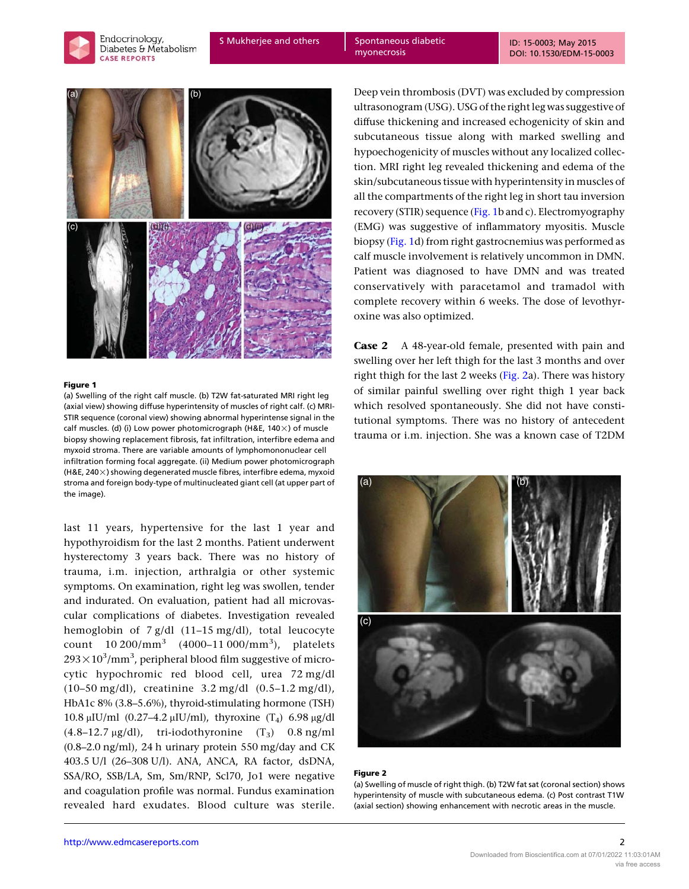**Figure 1**
(a) Swelling of the right calf muscle. (b) T2W fat-saturated MRI right leg (axial view) showing diffuse hyperintensity of muscles of right calf. (c) MRI-STIR sequence (coronal view) showing abnormal hyperintense signal in the calf muscles. (d) (i) Low power photomicrograph (H&E, 140×) of muscle biopsy showing replacement fibrosis, fat infiltration, interfibre edema and myxoid stroma. There are variable amounts of lymphomononuclear cell infiltration forming focal aggregate. (ii) Medium power photomicrograph (H&E, 240×) showing degenerated muscle fibres, interfibre edema, myxoid stroma and foreign body-type of multinucleated giant cell (at upper part of the image).

last 11 years, hypertensive for the last 1 year and hypothyroidism for the last 2 months. Patient underwent hysterectomy 3 years back. There was no history of trauma, i.m. injection, arthralgia or other systemic symptoms. On examination, right leg was swollen, tender and indurated. On evaluation, patient had all microvascular complications of diabetes. Investigation revealed hemoglobin of 7 g/dl (11–15 mg/dl), total leucocyte count 10 200/mm$^3$ (4000–11 000/mm$^3$), platelets $293\times10^3$/mm$^3$, peripheral blood film suggestive of microcytic hypochromic red blood cell, urea 72 mg/dl (10–50 mg/dl), creatinine 3.2 mg/dl (0.5–1.2 mg/dl), HbA1c 8% (3.8–5.6%), thyroid-stimulating hormone (TSH) 10.8 μIU/ml (0.27–4.2 μIU/ml), thyroxine ($T_4$) 6.98 μg/dl (4.8–12.7 μg/dl), tri-iodothyronine ($T_3$) 0.8 ng/ml (0.8–2.0 ng/ml), 24 h urinary protein 550 mg/day and CK 403.5 U/l (26–308 U/l). ANA, ANCA, RA factor, dsDNA, SSA/RO, SSB/LA, Sm, Sm/RNP, Scl70, Jo1 were negative and coagulation profile was normal. Fundus examination revealed hard exudates. Blood culture was sterile. Deep vein thrombosis (DVT) was excluded by compression ultrasonogram (USG). USG of the right leg was suggestive of diffuse thickening and increased echogenicity of skin and subcutaneous tissue along with marked swelling and hypoechogenicity of muscles without any localized collection. MRI right leg revealed thickening and edema of the skin/subcutaneous tissue with hyperintensity in muscles of all the compartments of the right leg in short tau inversion recovery (STIR) sequence (Fig. 1b and c). Electromyography (EMG) was suggestive of inflammatory myositis. Muscle biopsy (Fig. 1d) from right gastrocnemius was performed as calf muscle involvement is relatively uncommon in DMN. Patient was diagnosed to have DMN and was treated conservatively with paracetamol and tramadol with complete recovery within 6 weeks. The dose of levothyroxine was also optimized.

**Case 2** A 48-year-old female, presented with pain and swelling over her left thigh for the last 3 months and over right thigh for the last 2 weeks (Fig. 2a). There was history of similar painful swelling over right thigh 1 year back which resolved spontaneously. She did not have constitutional symptoms. There was no history of antecedent trauma or i.m. injection. She was a known case of T2DM

**Figure 2**
(a) Swelling of muscle of right thigh. (b) T2W fat sat (coronal section) shows hyperintensity of muscle with subcutaneous edema. (c) Post contrast T1W (axial section) showing enhancement with necrotic areas in the muscle.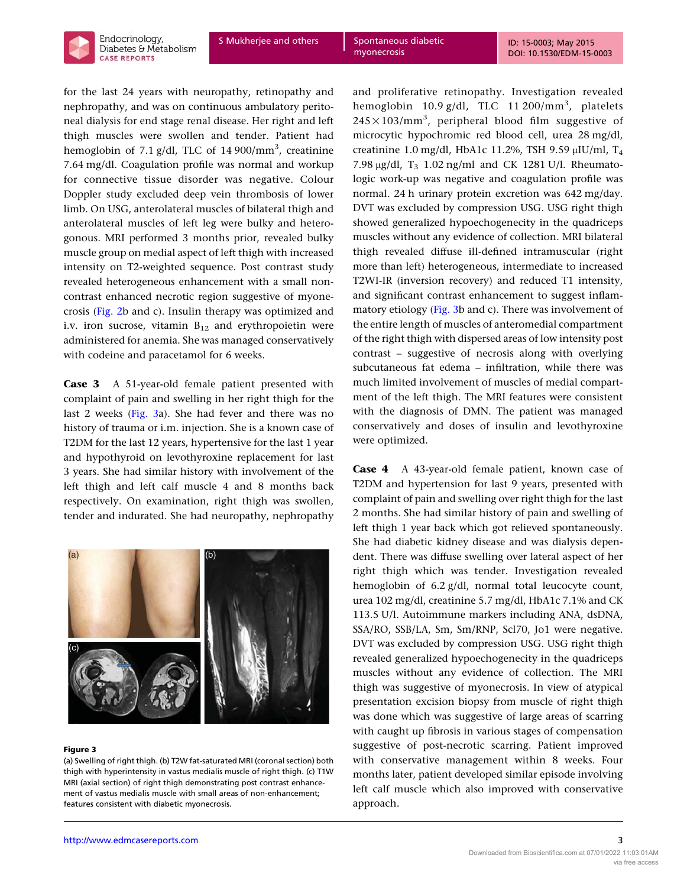for the last 24 years with neuropathy, retinopathy and nephropathy, and was on continuous ambulatory peritoneal dialysis for end stage renal disease. Her right and left thigh muscles were swollen and tender. Patient had hemoglobin of 7.1 g/dl, TLC of 14 900/mm$^3$, creatinine 7.64 mg/dl. Coagulation profile was normal and workup for connective tissue disorder was negative. Colour Doppler study excluded deep vein thrombosis of lower limb. On USG, anterolateral muscles of bilateral thigh and anterolateral muscles of left leg were bulky and heterogonous. MRI performed 3 months prior, revealed bulky muscle group on medial aspect of left thigh with increased intensity on T2-weighted sequence. Post contrast study revealed heterogeneous enhancement with a small non-contrast enhanced necrotic region suggestive of myonecrosis (Fig. 2b and c). Insulin therapy was optimized and i.v. iron sucrose, vitamin $B_{12}$ and erythropoietin were administered for anemia. She was managed conservatively with codeine and paracetamol for 6 weeks.

**Case 3** A 51-year-old female patient presented with complaint of pain and swelling in her right thigh for the last 2 weeks (Fig. 3a). She had fever and there was no history of trauma or i.m. injection. She is a known case of T2DM for the last 12 years, hypertensive for the last 1 year and hypothyroid on levothyroxine replacement for last 3 years. She had similar history with involvement of the left thigh and left calf muscle 4 and 8 months back respectively. On examination, right thigh was swollen, tender and indurated. She had neuropathy, nephropathy and proliferative retinopathy. Investigation revealed hemoglobin 10.9 g/dl, TLC 11 200/mm$^3$, platelets $245 \times 103$/mm$^3$, peripheral blood film suggestive of microcytic hypochromic red blood cell, urea 28 mg/dl, creatinine 1.0 mg/dl, HbA1c 11.2%, TSH 9.59 μIU/ml, $T_4$ 7.98 μg/dl, $T_3$ 1.02 ng/ml and CK 1281 U/l. Rheumatologic work-up was negative and coagulation profile was normal. 24 h urinary protein excretion was 642 mg/day. DVT was excluded by compression USG. USG right thigh showed generalized hypoechogenecity in the quadriceps muscles without any evidence of collection. MRI bilateral thigh revealed diffuse ill-defined intramuscular (right more than left) heterogeneous, intermediate to increased T2WI-IR (inversion recovery) and reduced T1 intensity, and significant contrast enhancement to suggest inflammatory etiology (Fig. 3b and c). There was involvement of the entire length of muscles of anteromedial compartment of the right thigh with dispersed areas of low intensity post contrast – suggestive of necrosis along with overlying subcutaneous fat edema – infiltration, while there was much limited involvement of muscles of medial compartment of the left thigh. The MRI features were consistent with the diagnosis of DMN. The patient was managed conservatively and doses of insulin and levothyroxine were optimized.

**Figure 3**
(a) Swelling of right thigh. (b) T2W fat-saturated MRI (coronal section) both thigh with hyperintensity in vastus medialis muscle of right thigh. (c) T1W MRI (axial section) of right thigh demonstrating post contrast enhancement of vastus medialis muscle with small areas of non-enhancement; features consistent with diabetic myonecrosis.

**Case 4** A 43-year-old female patient, known case of T2DM and hypertension for last 9 years, presented with complaint of pain and swelling over right thigh for the last 2 months. She had similar history of pain and swelling of left thigh 1 year back which got relieved spontaneously. She had diabetic kidney disease and was dialysis dependent. There was diffuse swelling over lateral aspect of her right thigh which was tender. Investigation revealed hemoglobin of 6.2 g/dl, normal total leucocyte count, urea 102 mg/dl, creatinine 5.7 mg/dl, HbA1c 7.1% and CK 113.5 U/l. Autoimmune markers including ANA, dsDNA, SSA/RO, SSB/LA, Sm, Sm/RNP, Scl70, Jo1 were negative. DVT was excluded by compression USG. USG right thigh revealed generalized hypoechogenecity in the quadriceps muscles without any evidence of collection. The MRI thigh was suggestive of myonecrosis. In view of atypical presentation excision biopsy from muscle of right thigh was done which was suggestive of large areas of scarring with caught up fibrosis in various stages of compensation suggestive of post-necrotic scarring. Patient improved with conservative management within 8 weeks. Four months later, patient developed similar episode involving left calf muscle which also improved with conservative approach.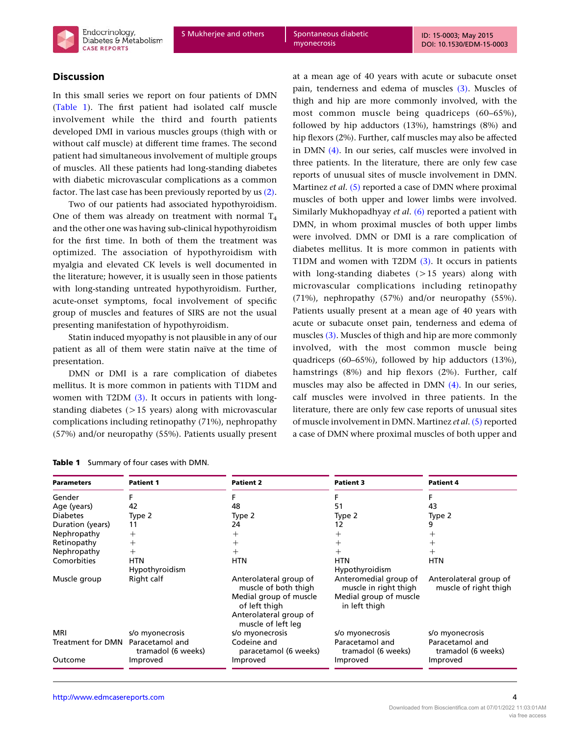## Discussion

In this small series we report on four patients of DMN (Table 1). The first patient had isolated calf muscle involvement while the third and fourth patients developed DMI in various muscles groups (thigh with or without calf muscle) at different time frames. The second patient had simultaneous involvement of multiple groups of muscles. All these patients had long-standing diabetes with diabetic microvascular complications as a common factor. The last case has been previously reported by us (2).

Two of our patients had associated hypothyroidism. One of them was already on treatment with normal $T_4$ and the other one was having sub-clinical hypothyroidism for the first time. In both of them the treatment was optimized. The association of hypothyroidism with myalgia and elevated CK levels is well documented in the literature; however, it is usually seen in those patients with long-standing untreated hypothyroidism. Further, acute-onset symptoms, focal involvement of specific group of muscles and features of SIRS are not the usual presenting manifestation of hypothyroidism.

Statin induced myopathy is not plausible in any of our patient as all of them were statin naïve at the time of presentation.

DMN or DMI is a rare complication of diabetes mellitus. It is more common in patients with T1DM and women with T2DM (3). It occurs in patients with long-standing diabetes (>15 years) along with microvascular complications including retinopathy (71%), nephropathy (57%) and/or neuropathy (55%). Patients usually present at a mean age of 40 years with acute or subacute onset pain, tenderness and edema of muscles (3). Muscles of thigh and hip are more commonly involved, with the most common muscle being quadriceps (60–65%), followed by hip adductors (13%), hamstrings (8%) and hip flexors (2%). Further, calf muscles may also be affected in DMN (4). In our series, calf muscles were involved in three patients. In the literature, there are only few case reports of unusual sites of muscle involvement in DMN. Martinez *et al.* (5) reported a case of DMN where proximal muscles of both upper and lower limbs were involved. Similarly Mukhopadhyay *et al.* (6) reported a patient with DMN, in whom proximal muscles of both upper limbs were involved. DMN or DMI is a rare complication of diabetes mellitus. It is more common in patients with T1DM and women with T2DM (3). It occurs in patients with long-standing diabetes (>15 years) along with microvascular complications including retinopathy (71%), nephropathy (57%) and/or neuropathy (55%). Patients usually present at a mean age of 40 years with acute or subacute onset pain, tenderness and edema of muscles (3). Muscles of thigh and hip are more commonly involved, with the most common muscle being quadriceps (60–65%), followed by hip adductors (13%), hamstrings (8%) and hip flexors (2%). Further, calf muscles may also be affected in DMN (4). In our series, calf muscles were involved in three patients. In the literature, there are only few case reports of unusual sites of muscle involvement in DMN. Martinez *et al.* (5) reported a case of DMN where proximal muscles of both upper and

**Table 1** Summary of four cases with DMN.

| Parameters | Patient 1 | Patient 2 | Patient 3 | Patient 4 |
|---|---|---|---|---|
| Gender | F | F | F | F |
| Age (years) | 42 | 48 | 51 | 43 |
| Diabetes | Type 2 | Type 2 | Type 2 | Type 2 |
| Duration (years) | 11 | 24 | 12 | 9 |
| Nephropathy | + | + | + | + |
| Retinopathy | + | + | + | + |
| Nephropathy | + | + | + | + |
| Comorbities | HTN<br>Hypothyroidism | HTN | HTN<br>Hypothyroidism | HTN |
| Muscle group | Right calf | Anterolateral group of muscle of both thigh<br>Medial group of muscle of left thigh<br>Anterolateral group of muscle of left leg | Anteromedial group of muscle in right thigh<br>Medial group of muscle in left thigh | Anterolateral group of muscle of right thigh |
| MRI | s/o myonecrosis | s/o myonecrosis | s/o myonecrosis | s/o myonecrosis |
| Treatment for DMN | Paracetamol and tramadol (6 weeks) | Codeine and paracetamol (6 weeks) | Paracetamol and tramadol (6 weeks) | Paracetamol and tramadol (6 weeks) |
| Outcome | Improved | Improved | Improved | Improved |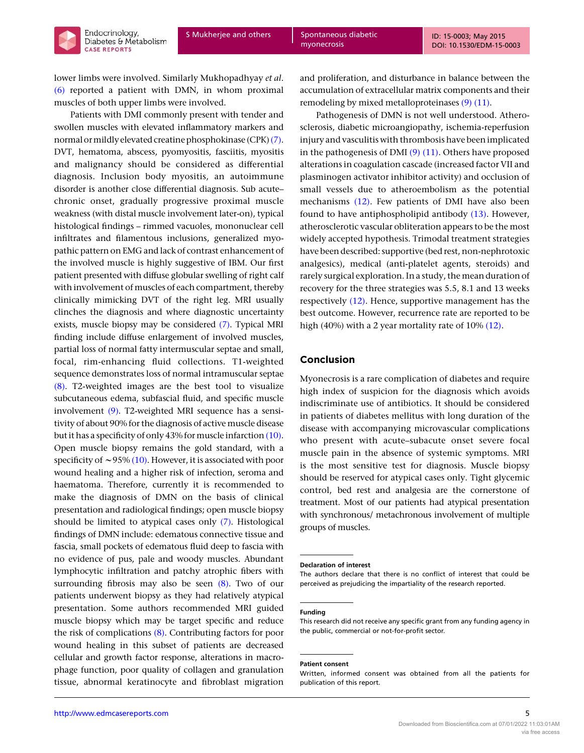lower limbs were involved. Similarly Mukhopadhyay *et al*. (6) reported a patient with DMN, in whom proximal muscles of both upper limbs were involved.

Patients with DMI commonly present with tender and swollen muscles with elevated inflammatory markers and normal or mildly elevated creatine phosphokinase (CPK) (7). DVT, hematoma, abscess, pyomyositis, fasciitis, myositis and malignancy should be considered as differential diagnosis. Inclusion body myositis, an autoimmune disorder is another close differential diagnosis. Sub acute–chronic onset, gradually progressive proximal muscle weakness (with distal muscle involvement later-on), typical histological findings – rimmed vacuoles, mononuclear cell infiltrates and filamentous inclusions, generalized myopathic pattern on EMG and lack of contrast enhancement of the involved muscle is highly suggestive of IBM. Our first patient presented with diffuse globular swelling of right calf with involvement of muscles of each compartment, thereby clinically mimicking DVT of the right leg. MRI usually clinches the diagnosis and where diagnostic uncertainty exists, muscle biopsy may be considered (7). Typical MRI finding include diffuse enlargement of involved muscles, partial loss of normal fatty intermuscular septae and small, focal, rim-enhancing fluid collections. T1-weighted sequence demonstrates loss of normal intramuscular septae (8). T2-weighted images are the best tool to visualize subcutaneous edema, subfascial fluid, and specific muscle involvement (9). T2-weighted MRI sequence has a sensitivity of about 90% for the diagnosis of active muscle disease but it has a specificity of only 43% for muscle infarction (10). Open muscle biopsy remains the gold standard, with a specificity of ∼95% (10). However, it is associated with poor wound healing and a higher risk of infection, seroma and haematoma. Therefore, currently it is recommended to make the diagnosis of DMN on the basis of clinical presentation and radiological findings; open muscle biopsy should be limited to atypical cases only (7). Histological findings of DMN include: edematous connective tissue and fascia, small pockets of edematous fluid deep to fascia with no evidence of pus, pale and woody muscles. Abundant lymphocytic infiltration and patchy atrophic fibers with surrounding fibrosis may also be seen (8). Two of our patients underwent biopsy as they had relatively atypical presentation. Some authors recommended MRI guided muscle biopsy which may be target specific and reduce the risk of complications (8). Contributing factors for poor wound healing in this subset of patients are decreased cellular and growth factor response, alterations in macrophage function, poor quality of collagen and granulation tissue, abnormal keratinocyte and fibroblast migration and proliferation, and disturbance in balance between the accumulation of extracellular matrix components and their remodeling by mixed metalloproteinases (9) (11).

Pathogenesis of DMN is not well understood. Atherosclerosis, diabetic microangiopathy, ischemia-reperfusion injury and vasculitis with thrombosis have been implicated in the pathogenesis of DMI (9) (11). Others have proposed alterations in coagulation cascade (increased factor VII and plasminogen activator inhibitor activity) and occlusion of small vessels due to atheroembolism as the potential mechanisms (12). Few patients of DMI have also been found to have antiphospholipid antibody (13). However, atherosclerotic vascular obliteration appears to be the most widely accepted hypothesis. Trimodal treatment strategies have been described: supportive (bed rest, non-nephrotoxic analgesics), medical (anti-platelet agents, steroids) and rarely surgical exploration. In a study, the mean duration of recovery for the three strategies was 5.5, 8.1 and 13 weeks respectively (12). Hence, supportive management has the best outcome. However, recurrence rate are reported to be high (40%) with a 2 year mortality rate of 10% (12).

## Conclusion

Myonecrosis is a rare complication of diabetes and require high index of suspicion for the diagnosis which avoids indiscriminate use of antibiotics. It should be considered in patients of diabetes mellitus with long duration of the disease with accompanying microvascular complications who present with acute–subacute onset severe focal muscle pain in the absence of systemic symptoms. MRI is the most sensitive test for diagnosis. Muscle biopsy should be reserved for atypical cases only. Tight glycemic control, bed rest and analgesia are the cornerstone of treatment. Most of our patients had atypical presentation with synchronous/ metachronous involvement of multiple groups of muscles.

### Declaration of interest

The authors declare that there is no conflict of interest that could be perceived as prejudicing the impartiality of the research reported.

### Funding

This research did not receive any specific grant from any funding agency in the public, commercial or not-for-profit sector.

### Patient consent

Written, informed consent was obtained from all the patients for publication of this report.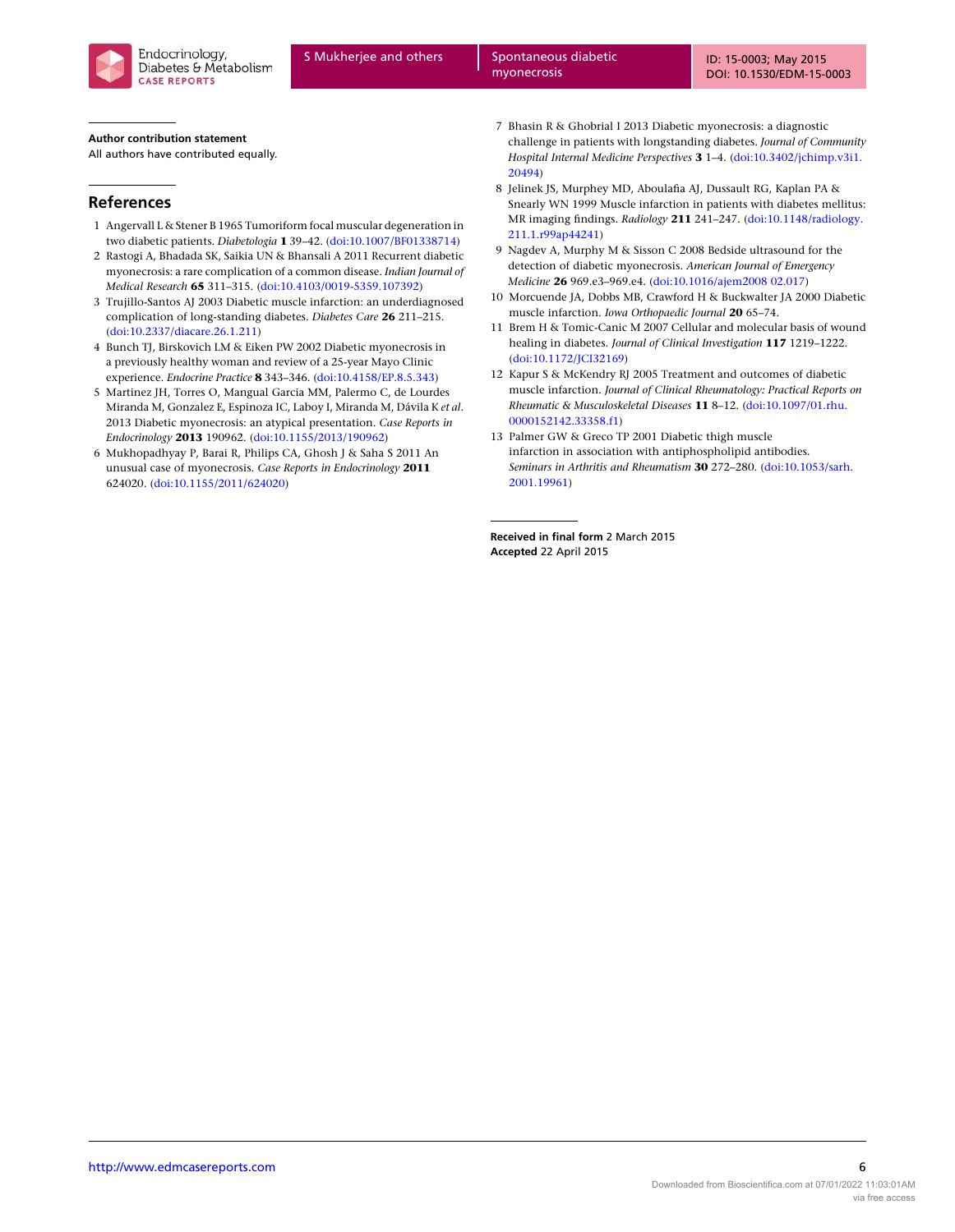**Author contribution statement**

All authors have contributed equally.

## References

1. Angervall L & Stener B 1965 Tumoriform focal muscular degeneration in two diabetic patients. *Diabetologia* **1** 39–42. (doi:10.1007/BF01338714)
2. Rastogi A, Bhadada SK, Saikia UN & Bhansali A 2011 Recurrent diabetic myonecrosis: a rare complication of a common disease. *Indian Journal of Medical Research* **65** 311–315. (doi:10.4103/0019-5359.107392)
3. Trujillo-Santos AJ 2003 Diabetic muscle infarction: an underdiagnosed complication of long-standing diabetes. *Diabetes Care* **26** 211–215. (doi:10.2337/diacare.26.1.211)
4. Bunch TJ, Birskovich LM & Eiken PW 2002 Diabetic myonecrosis in a previously healthy woman and review of a 25-year Mayo Clinic experience. *Endocrine Practice* **8** 343–346. (doi:10.4158/EP.8.5.343)
5. Martinez JH, Torres O, Mangual Garcia MM, Palermo C, de Lourdes Miranda M, Gonzalez E, Espinoza IC, Laboy I, Miranda M, Dávila K *et al*. 2013 Diabetic myonecrosis: an atypical presentation. *Case Reports in Endocrinology* **2013** 190962. (doi:10.1155/2013/190962)
6. Mukhopadhyay P, Barai R, Philips CA, Ghosh J & Saha S 2011 An unusual case of myonecrosis. *Case Reports in Endocrinology* **2011** 624020. (doi:10.1155/2011/624020)
7. Bhasin R & Ghobrial I 2013 Diabetic myonecrosis: a diagnostic challenge in patients with longstanding diabetes. *Journal of Community Hospital Internal Medicine Perspectives* **3** 1–4. (doi:10.3402/jchimp.v3i1.20494)
8. Jelinek JS, Murphey MD, Aboulafia AJ, Dussault RG, Kaplan PA & Snearly WN 1999 Muscle infarction in patients with diabetes mellitus: MR imaging findings. *Radiology* **211** 241–247. (doi:10.1148/radiology.211.1.r99ap44241)
9. Nagdev A, Murphy M & Sisson C 2008 Bedside ultrasound for the detection of diabetic myonecrosis. *American Journal of Emergency Medicine* **26** 969.e3–969.e4. (doi:10.1016/ajem2008 02.017)
10. Morcuende JA, Dobbs MB, Crawford H & Buckwalter JA 2000 Diabetic muscle infarction. *Iowa Orthopaedic Journal* **20** 65–74.
11. Brem H & Tomic-Canic M 2007 Cellular and molecular basis of wound healing in diabetes. *Journal of Clinical Investigation* **117** 1219–1222. (doi:10.1172/JCI32169)
12. Kapur S & McKendry RJ 2005 Treatment and outcomes of diabetic muscle infarction. *Journal of Clinical Rheumatology: Practical Reports on Rheumatic & Musculoskeletal Diseases* **11** 8–12. (doi:10.1097/01.rhu.0000152142.33358.f1)
13. Palmer GW & Greco TP 2001 Diabetic thigh muscle infarction in association with antiphospholipid antibodies. *Seminars in Arthritis and Rheumatism* **30** 272–280. (doi:10.1053/sarh.2001.19961)

**Received in final form** 2 March 2015
**Accepted** 22 April 2015